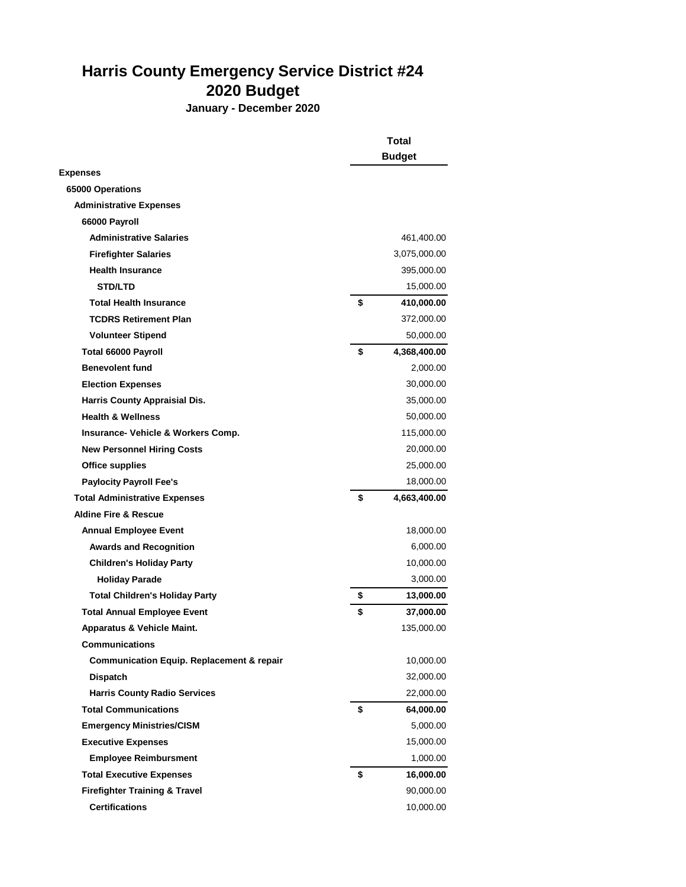# Harris County Emergency Service District #24
# 2020 Budget

**January - December 2020**

| | Total Budget |
|---|---|
| **Expenses** | |
| **65000 Operations** | |
| **Administrative Expenses** | |
| **66000 Payroll** | |
| **Administrative Salaries** | 461,400.00 |
| **Firefighter Salaries** | 3,075,000.00 |
| **Health Insurance** | 395,000.00 |
| **STD/LTD** | 15,000.00 |
| **Total Health Insurance** | **$ 410,000.00** |
| **TCDRS Retirement Plan** | 372,000.00 |
| **Volunteer Stipend** | 50,000.00 |
| **Total 66000 Payroll** | **$ 4,368,400.00** |
| **Benevolent fund** | 2,000.00 |
| **Election Expenses** | 30,000.00 |
| **Harris County Appraisial Dis.** | 35,000.00 |
| **Health & Wellness** | 50,000.00 |
| **Insurance- Vehicle & Workers Comp.** | 115,000.00 |
| **New Personnel Hiring Costs** | 20,000.00 |
| **Office supplies** | 25,000.00 |
| **Paylocity Payroll Fee's** | 18,000.00 |
| **Total Administrative Expenses** | **$ 4,663,400.00** |
| **Aldine Fire & Rescue** | |
| **Annual Employee Event** | 18,000.00 |
| **Awards and Recognition** | 6,000.00 |
| **Children's Holiday Party** | 10,000.00 |
| **Holiday Parade** | 3,000.00 |
| **Total Children's Holiday Party** | **$ 13,000.00** |
| **Total Annual Employee Event** | **$ 37,000.00** |
| **Apparatus & Vehicle Maint.** | 135,000.00 |
| **Communications** | |
| **Communication Equip. Replacement & repair** | 10,000.00 |
| **Dispatch** | 32,000.00 |
| **Harris County Radio Services** | 22,000.00 |
| **Total Communications** | **$ 64,000.00** |
| **Emergency Ministries/CISM** | 5,000.00 |
| **Executive Expenses** | 15,000.00 |
| **Employee Reimbursment** | 1,000.00 |
| **Total Executive Expenses** | **$ 16,000.00** |
| **Firefighter Training & Travel** | 90,000.00 |
| **Certifications** | 10,000.00 |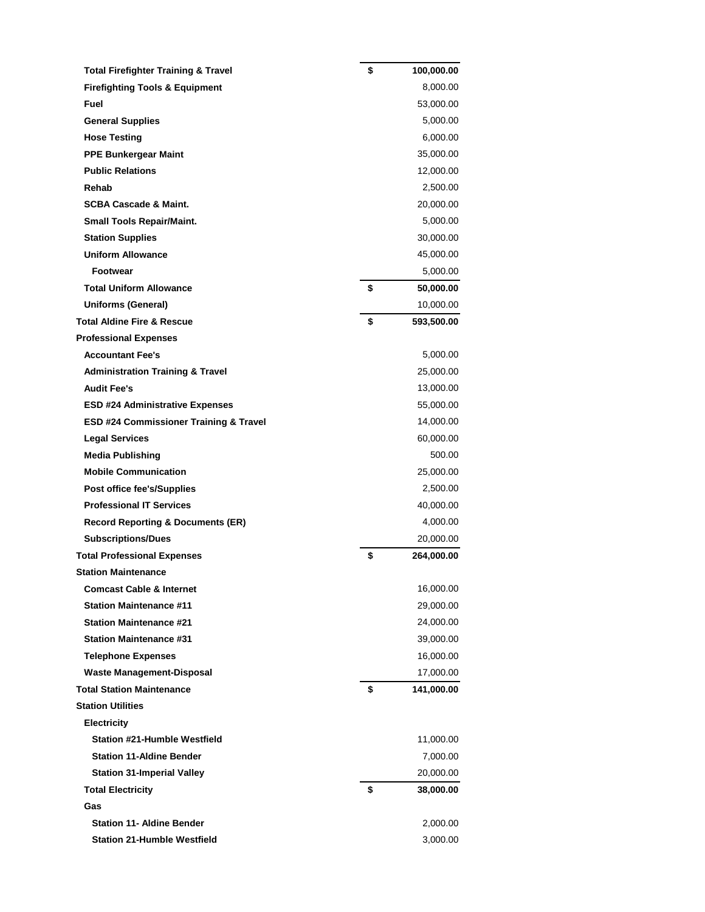| Item | | Amount |
|---|---|---|
| **Total Firefighter Training & Travel** | **$** | **100,000.00** |
| **Firefighting Tools & Equipment** | | 8,000.00 |
| **Fuel** | | 53,000.00 |
| **General Supplies** | | 5,000.00 |
| **Hose Testing** | | 6,000.00 |
| **PPE Bunkergear Maint** | | 35,000.00 |
| **Public Relations** | | 12,000.00 |
| **Rehab** | | 2,500.00 |
| **SCBA Cascade & Maint.** | | 20,000.00 |
| **Small Tools Repair/Maint.** | | 5,000.00 |
| **Station Supplies** | | 30,000.00 |
| **Uniform Allowance** | | 45,000.00 |
| **Footwear** | | 5,000.00 |
| **Total Uniform Allowance** | **$** | **50,000.00** |
| **Uniforms (General)** | | 10,000.00 |
| **Total Aldine Fire & Rescue** | **$** | **593,500.00** |
| **Professional Expenses** | | |
| **Accountant Fee's** | | 5,000.00 |
| **Administration Training & Travel** | | 25,000.00 |
| **Audit Fee's** | | 13,000.00 |
| **ESD #24 Administrative Expenses** | | 55,000.00 |
| **ESD #24 Commissioner Training & Travel** | | 14,000.00 |
| **Legal Services** | | 60,000.00 |
| **Media Publishing** | | 500.00 |
| **Mobile Communication** | | 25,000.00 |
| **Post office fee's/Supplies** | | 2,500.00 |
| **Professional IT Services** | | 40,000.00 |
| **Record Reporting & Documents (ER)** | | 4,000.00 |
| **Subscriptions/Dues** | | 20,000.00 |
| **Total Professional Expenses** | **$** | **264,000.00** |
| **Station Maintenance** | | |
| **Comcast Cable & Internet** | | 16,000.00 |
| **Station Maintenance #11** | | 29,000.00 |
| **Station Maintenance #21** | | 24,000.00 |
| **Station Maintenance #31** | | 39,000.00 |
| **Telephone Expenses** | | 16,000.00 |
| **Waste Management-Disposal** | | 17,000.00 |
| **Total Station Maintenance** | **$** | **141,000.00** |
| **Station Utilities** | | |
| **Electricity** | | |
| **Station #21-Humble Westfield** | | 11,000.00 |
| **Station 11-Aldine Bender** | | 7,000.00 |
| **Station 31-Imperial Valley** | | 20,000.00 |
| **Total Electricity** | **$** | **38,000.00** |
| **Gas** | | |
| **Station 11- Aldine Bender** | | 2,000.00 |
| **Station 21-Humble Westfield** | | 3,000.00 |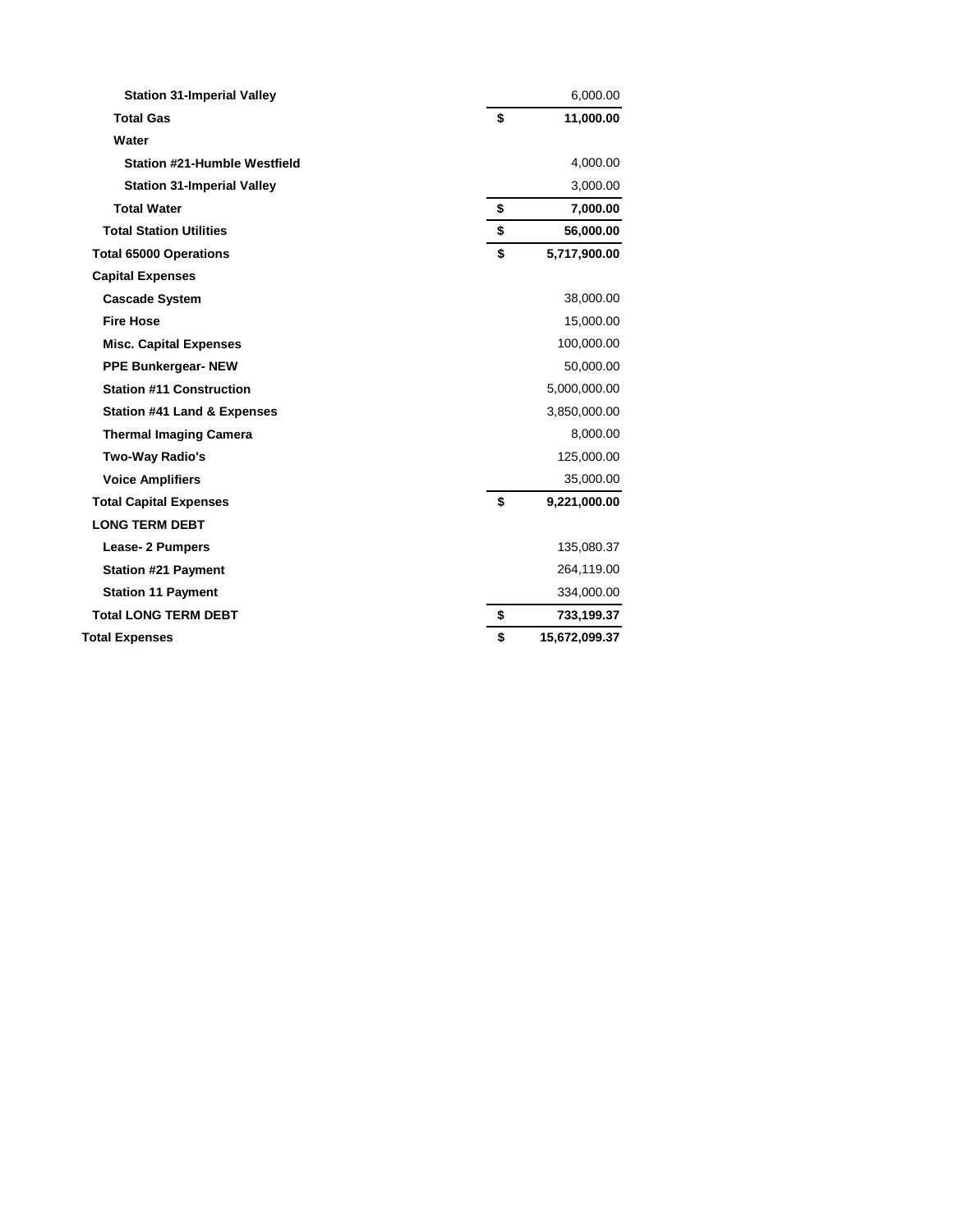| | | |
|---|---|---|
| **Station 31-Imperial Valley** | | 6,000.00 |
| **Total Gas** | $ | **11,000.00** |
| **Water** | | |
| **Station #21-Humble Westfield** | | 4,000.00 |
| **Station 31-Imperial Valley** | | 3,000.00 |
| **Total Water** | $ | **7,000.00** |
| **Total Station Utilities** | $ | **56,000.00** |
| **Total 65000 Operations** | $ | **5,717,900.00** |
| **Capital Expenses** | | |
| **Cascade System** | | 38,000.00 |
| **Fire Hose** | | 15,000.00 |
| **Misc. Capital Expenses** | | 100,000.00 |
| **PPE Bunkergear- NEW** | | 50,000.00 |
| **Station #11 Construction** | | 5,000,000.00 |
| **Station #41 Land & Expenses** | | 3,850,000.00 |
| **Thermal Imaging Camera** | | 8,000.00 |
| **Two-Way Radio's** | | 125,000.00 |
| **Voice Amplifiers** | | 35,000.00 |
| **Total Capital Expenses** | $ | **9,221,000.00** |
| **LONG TERM DEBT** | | |
| **Lease- 2 Pumpers** | | 135,080.37 |
| **Station #21 Payment** | | 264,119.00 |
| **Station 11 Payment** | | 334,000.00 |
| **Total LONG TERM DEBT** | $ | **733,199.37** |
| **Total Expenses** | $ | **15,672,099.37** |